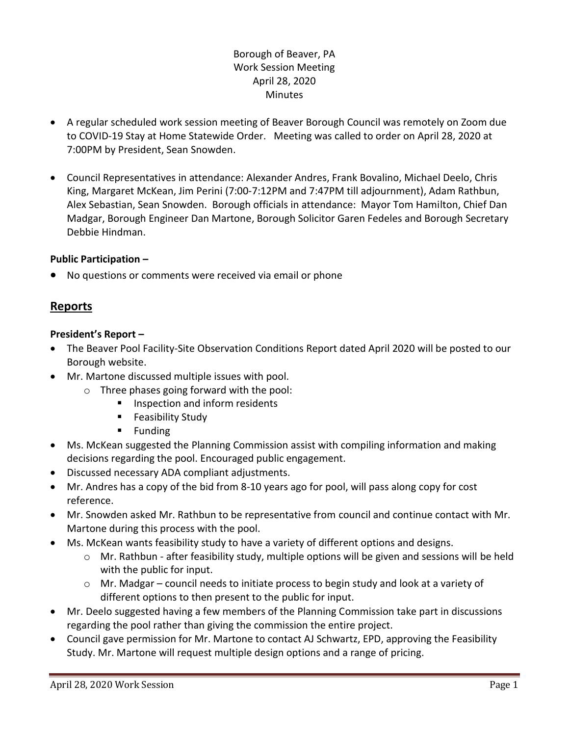Borough of Beaver, PA
Work Session Meeting
April 28, 2020
Minutes

- A regular scheduled work session meeting of Beaver Borough Council was remotely on Zoom due to COVID-19 Stay at Home Statewide Order. Meeting was called to order on April 28, 2020 at 7:00PM by President, Sean Snowden.
- Council Representatives in attendance: Alexander Andres, Frank Bovalino, Michael Deelo, Chris King, Margaret McKean, Jim Perini (7:00-7:12PM and 7:47PM till adjournment), Adam Rathbun, Alex Sebastian, Sean Snowden. Borough officials in attendance: Mayor Tom Hamilton, Chief Dan Madgar, Borough Engineer Dan Martone, Borough Solicitor Garen Fedeles and Borough Secretary Debbie Hindman.

**Public Participation –**

- No questions or comments were received via email or phone

## Reports

**President's Report –**

- The Beaver Pool Facility-Site Observation Conditions Report dated April 2020 will be posted to our Borough website.
- Mr. Martone discussed multiple issues with pool.
  - Three phases going forward with the pool:
    - Inspection and inform residents
    - Feasibility Study
    - Funding
- Ms. McKean suggested the Planning Commission assist with compiling information and making decisions regarding the pool. Encouraged public engagement.
- Discussed necessary ADA compliant adjustments.
- Mr. Andres has a copy of the bid from 8-10 years ago for pool, will pass along copy for cost reference.
- Mr. Snowden asked Mr. Rathbun to be representative from council and continue contact with Mr. Martone during this process with the pool.
- Ms. McKean wants feasibility study to have a variety of different options and designs.
  - Mr. Rathbun - after feasibility study, multiple options will be given and sessions will be held with the public for input.
  - Mr. Madgar – council needs to initiate process to begin study and look at a variety of different options to then present to the public for input.
- Mr. Deelo suggested having a few members of the Planning Commission take part in discussions regarding the pool rather than giving the commission the entire project.
- Council gave permission for Mr. Martone to contact AJ Schwartz, EPD, approving the Feasibility Study. Mr. Martone will request multiple design options and a range of pricing.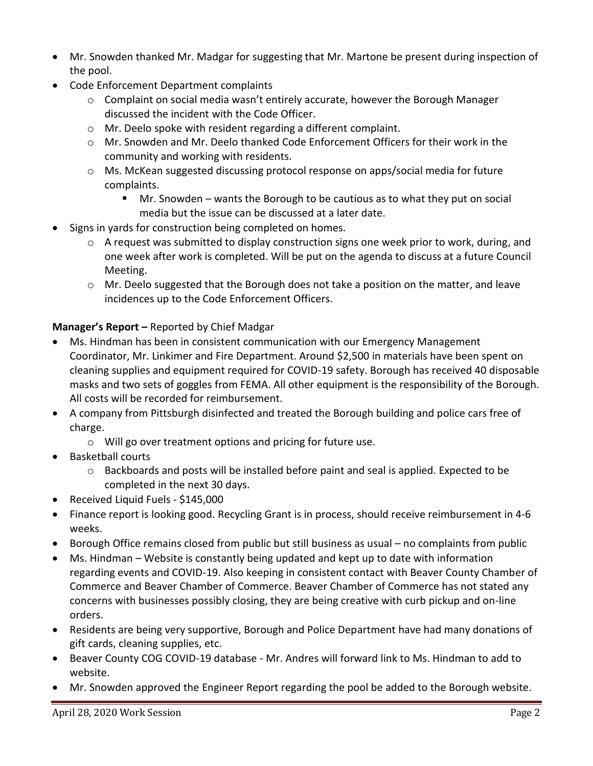- Mr. Snowden thanked Mr. Madgar for suggesting that Mr. Martone be present during inspection of the pool.
- Code Enforcement Department complaints
    - Complaint on social media wasn't entirely accurate, however the Borough Manager discussed the incident with the Code Officer.
    - Mr. Deelo spoke with resident regarding a different complaint.
    - Mr. Snowden and Mr. Deelo thanked Code Enforcement Officers for their work in the community and working with residents.
    - Ms. McKean suggested discussing protocol response on apps/social media for future complaints.
        - Mr. Snowden – wants the Borough to be cautious as to what they put on social media but the issue can be discussed at a later date.
- Signs in yards for construction being completed on homes.
    - A request was submitted to display construction signs one week prior to work, during, and one week after work is completed. Will be put on the agenda to discuss at a future Council Meeting.
    - Mr. Deelo suggested that the Borough does not take a position on the matter, and leave incidences up to the Code Enforcement Officers.

**Manager's Report –** Reported by Chief Madgar

- Ms. Hindman has been in consistent communication with our Emergency Management Coordinator, Mr. Linkimer and Fire Department. Around $2,500 in materials have been spent on cleaning supplies and equipment required for COVID-19 safety. Borough has received 40 disposable masks and two sets of goggles from FEMA. All other equipment is the responsibility of the Borough. All costs will be recorded for reimbursement.
- A company from Pittsburgh disinfected and treated the Borough building and police cars free of charge.
    - Will go over treatment options and pricing for future use.
- Basketball courts
    - Backboards and posts will be installed before paint and seal is applied. Expected to be completed in the next 30 days.
- Received Liquid Fuels - $145,000
- Finance report is looking good. Recycling Grant is in process, should receive reimbursement in 4-6 weeks.
- Borough Office remains closed from public but still business as usual – no complaints from public
- Ms. Hindman – Website is constantly being updated and kept up to date with information regarding events and COVID-19. Also keeping in consistent contact with Beaver County Chamber of Commerce and Beaver Chamber of Commerce. Beaver Chamber of Commerce has not stated any concerns with businesses possibly closing, they are being creative with curb pickup and on-line orders.
- Residents are being very supportive, Borough and Police Department have had many donations of gift cards, cleaning supplies, etc.
- Beaver County COG COVID-19 database - Mr. Andres will forward link to Ms. Hindman to add to website.
- Mr. Snowden approved the Engineer Report regarding the pool be added to the Borough website.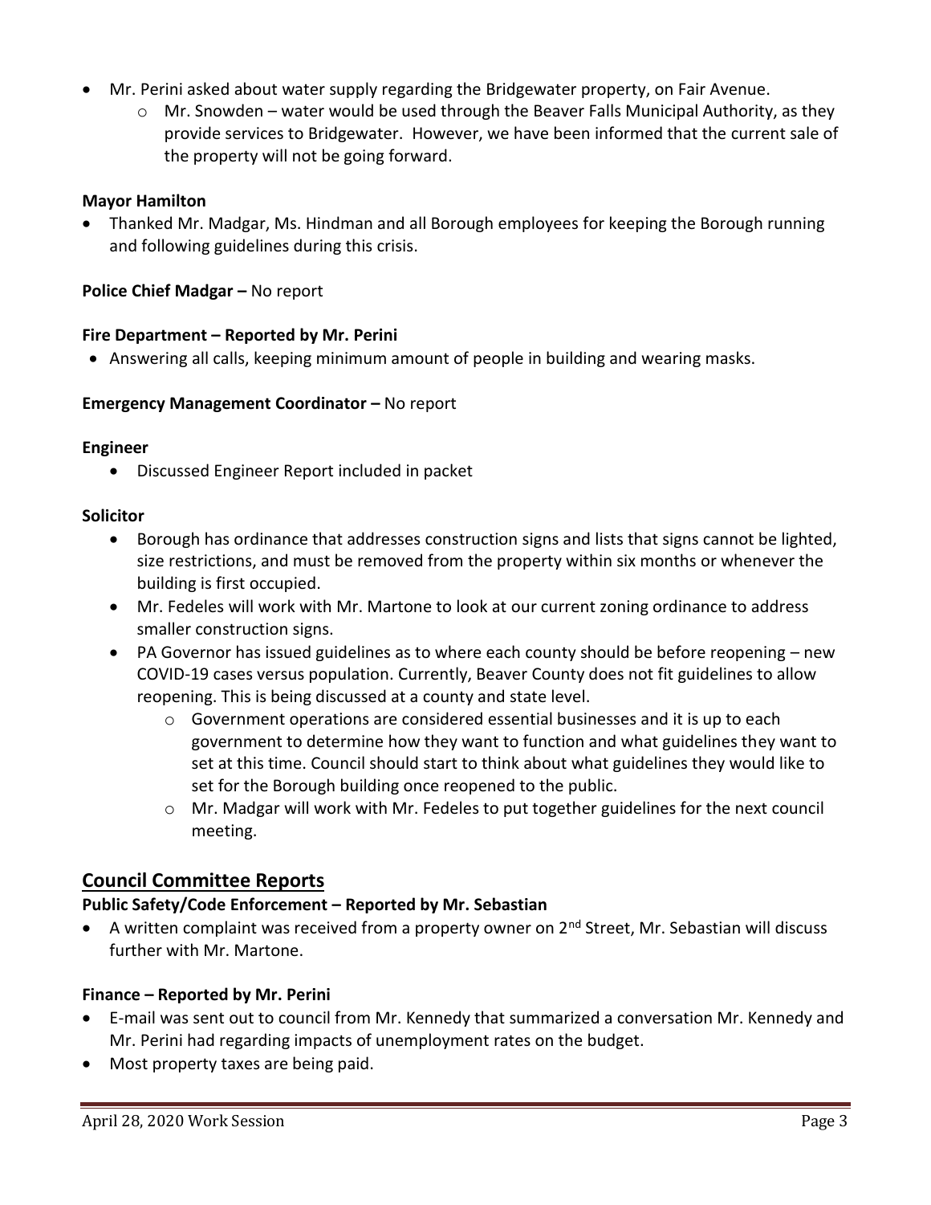- Mr. Perini asked about water supply regarding the Bridgewater property, on Fair Avenue.
  - Mr. Snowden – water would be used through the Beaver Falls Municipal Authority, as they provide services to Bridgewater. However, we have been informed that the current sale of the property will not be going forward.

**Mayor Hamilton**

- Thanked Mr. Madgar, Ms. Hindman and all Borough employees for keeping the Borough running and following guidelines during this crisis.

**Police Chief Madgar –** No report

**Fire Department – Reported by Mr. Perini**

- Answering all calls, keeping minimum amount of people in building and wearing masks.

**Emergency Management Coordinator –** No report

**Engineer**

- Discussed Engineer Report included in packet

**Solicitor**

- Borough has ordinance that addresses construction signs and lists that signs cannot be lighted, size restrictions, and must be removed from the property within six months or whenever the building is first occupied.
- Mr. Fedeles will work with Mr. Martone to look at our current zoning ordinance to address smaller construction signs.
- PA Governor has issued guidelines as to where each county should be before reopening – new COVID-19 cases versus population. Currently, Beaver County does not fit guidelines to allow reopening. This is being discussed at a county and state level.
  - Government operations are considered essential businesses and it is up to each government to determine how they want to function and what guidelines they want to set at this time. Council should start to think about what guidelines they would like to set for the Borough building once reopened to the public.
  - Mr. Madgar will work with Mr. Fedeles to put together guidelines for the next council meeting.

## Council Committee Reports

**Public Safety/Code Enforcement – Reported by Mr. Sebastian**

- A written complaint was received from a property owner on 2nd Street, Mr. Sebastian will discuss further with Mr. Martone.

**Finance – Reported by Mr. Perini**

- E-mail was sent out to council from Mr. Kennedy that summarized a conversation Mr. Kennedy and Mr. Perini had regarding impacts of unemployment rates on the budget.
- Most property taxes are being paid.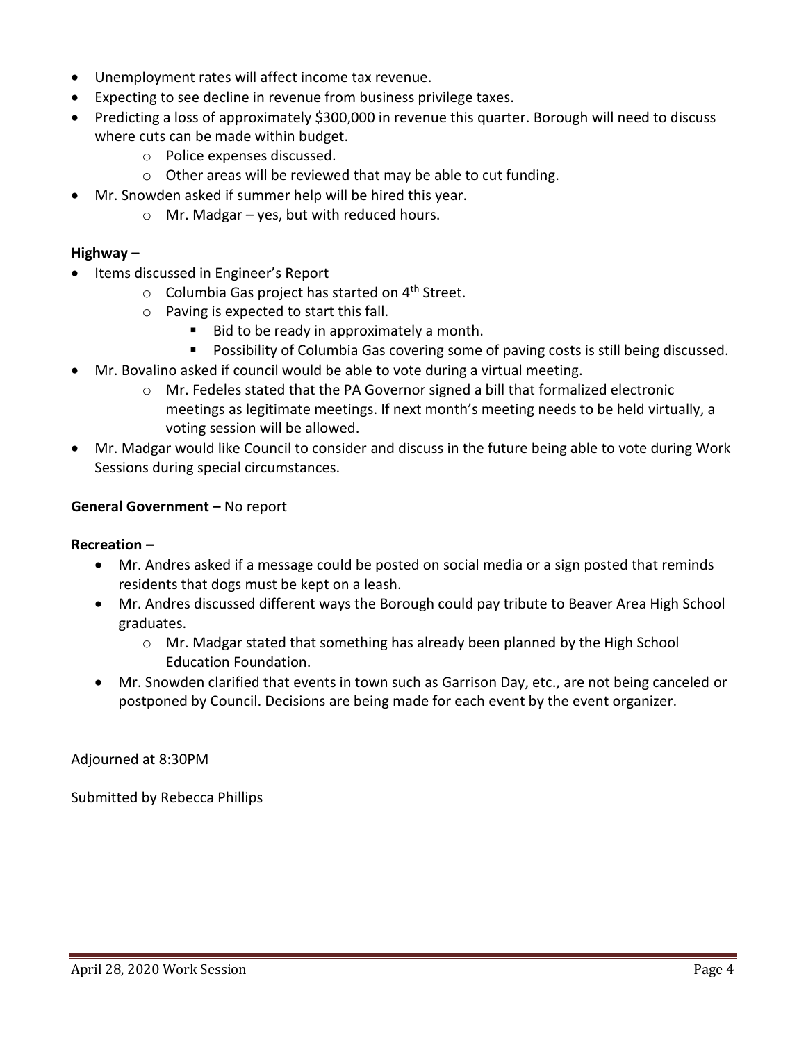- Unemployment rates will affect income tax revenue.
- Expecting to see decline in revenue from business privilege taxes.
- Predicting a loss of approximately $300,000 in revenue this quarter. Borough will need to discuss where cuts can be made within budget.
    - Police expenses discussed.
    - Other areas will be reviewed that may be able to cut funding.
- Mr. Snowden asked if summer help will be hired this year.
    - Mr. Madgar – yes, but with reduced hours.

**Highway –**

- Items discussed in Engineer's Report
    - Columbia Gas project has started on 4th Street.
    - Paving is expected to start this fall.
        - Bid to be ready in approximately a month.
        - Possibility of Columbia Gas covering some of paving costs is still being discussed.
- Mr. Bovalino asked if council would be able to vote during a virtual meeting.
    - Mr. Fedeles stated that the PA Governor signed a bill that formalized electronic meetings as legitimate meetings. If next month's meeting needs to be held virtually, a voting session will be allowed.
- Mr. Madgar would like Council to consider and discuss in the future being able to vote during Work Sessions during special circumstances.

**General Government –** No report

**Recreation –**

- Mr. Andres asked if a message could be posted on social media or a sign posted that reminds residents that dogs must be kept on a leash.
- Mr. Andres discussed different ways the Borough could pay tribute to Beaver Area High School graduates.
    - Mr. Madgar stated that something has already been planned by the High School Education Foundation.
- Mr. Snowden clarified that events in town such as Garrison Day, etc., are not being canceled or postponed by Council. Decisions are being made for each event by the event organizer.

Adjourned at 8:30PM

Submitted by Rebecca Phillips